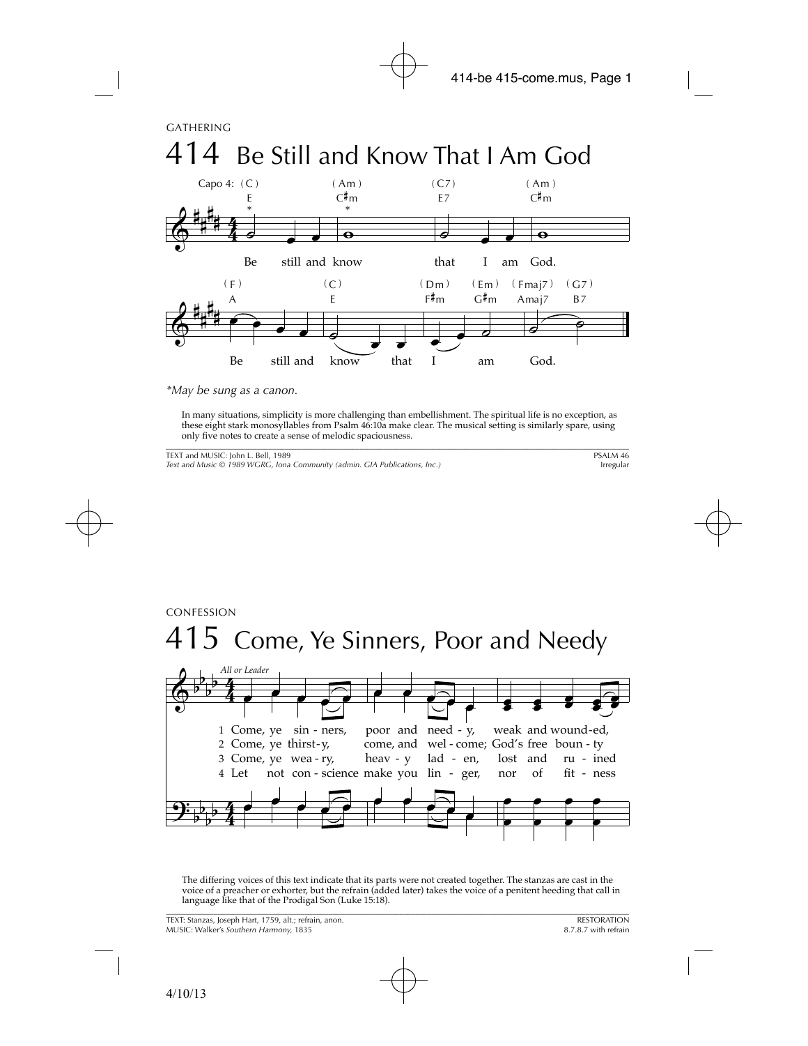GATHERING

# 414 Be Still and Know That I Am God

Capo 4: (C) E * | (Am) C♯m * | (C7) E7 | (Am) C♯m

Be still and know that I am God.

(F) A | (C) E | (Dm) F♯m | (Em) G♯m | (Fmaj7) Amaj7 | (G7) B7

Be still and know that I am God.

*May be sung as a canon.*

In many situations, simplicity is more challenging than embellishment. The spiritual life is no exception, as these eight stark monosyllables from Psalm 46:10a make clear. The musical setting is similarly spare, using only five notes to create a sense of melodic spaciousness.

TEXT and MUSIC: John L. Bell, 1989
*Text and Music © 1989 WGRG, Iona Community (admin. GIA Publications, Inc.)*

PSALM 46
Irregular

CONFESSION

# 415 Come, Ye Sinners, Poor and Needy

*All or Leader*

1 Come, ye sin - ners, poor and need - y, weak and wound-ed,
2 Come, ye thirst-y, come, and wel - come; God's free boun - ty
3 Come, ye wea - ry, heav - y lad - en, lost and ru - ined
4 Let not con - science make you lin - ger, nor of fit - ness

The differing voices of this text indicate that its parts were not created together. The stanzas are cast in the voice of a preacher or exhorter, but the refrain (added later) takes the voice of a penitent heeding that call in language like that of the Prodigal Son (Luke 15:18).

TEXT: Stanzas, Joseph Hart, 1759, alt.; refrain, anon.
MUSIC: Walker's *Southern Harmony,* 1835

RESTORATION
8.7.8.7 with refrain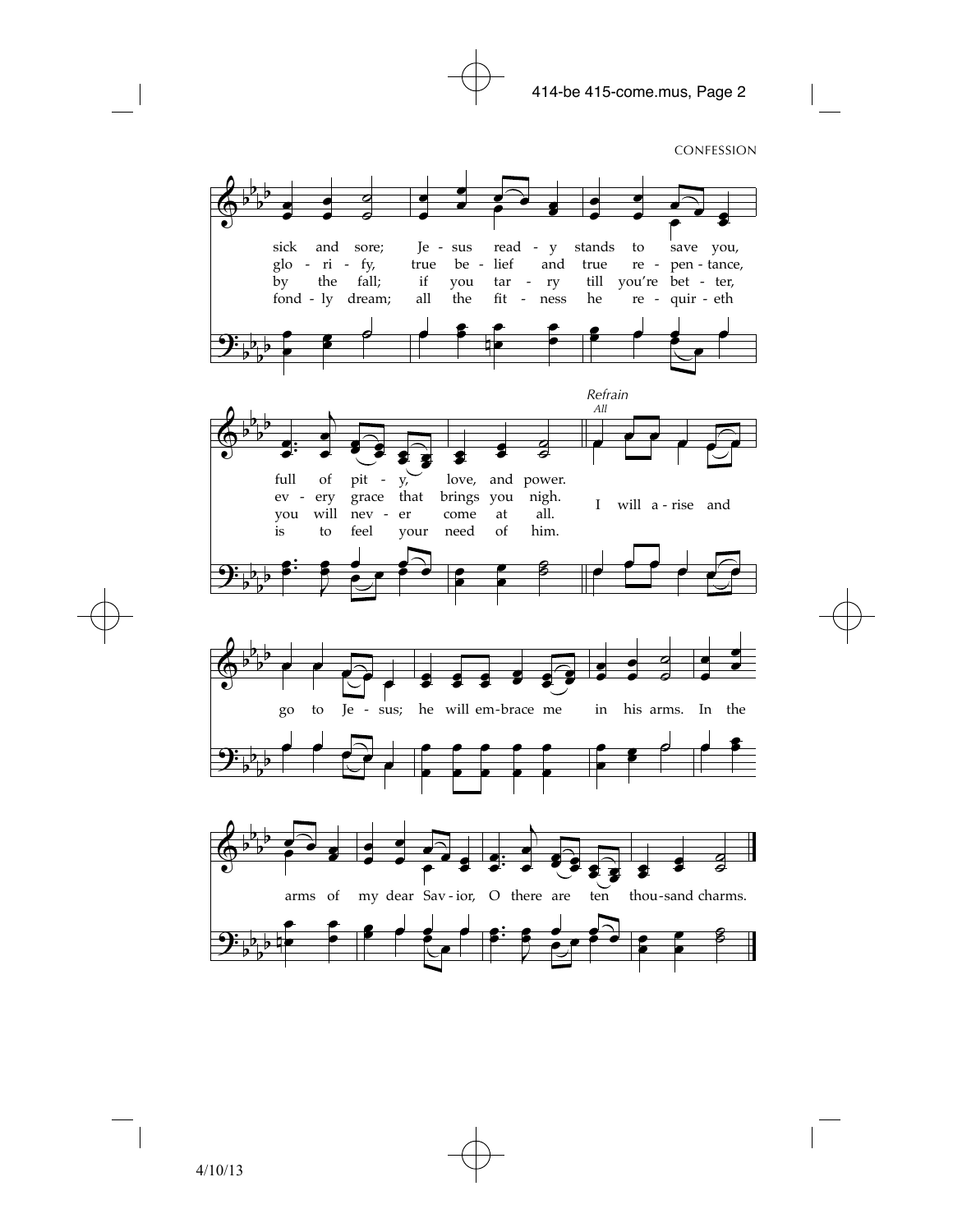CONFESSION

sick and sore; Je - sus read - y stands to save you,
glo - ri - fy, true be - lief and true re - pen - tance,
by the fall; if you tar - ry till you're bet - ter,
fond - ly dream; all the fit - ness he re - quir - eth

full of pit - y, love, and power.
ev - ery grace that brings you nigh.
you will nev - er come at all.
is to feel your need of him.

*Refrain*
*All*

I will a - rise and go to Je - sus; he will em - brace me in his arms. In the arms of my dear Sav - ior, O there are ten thou - sand charms.